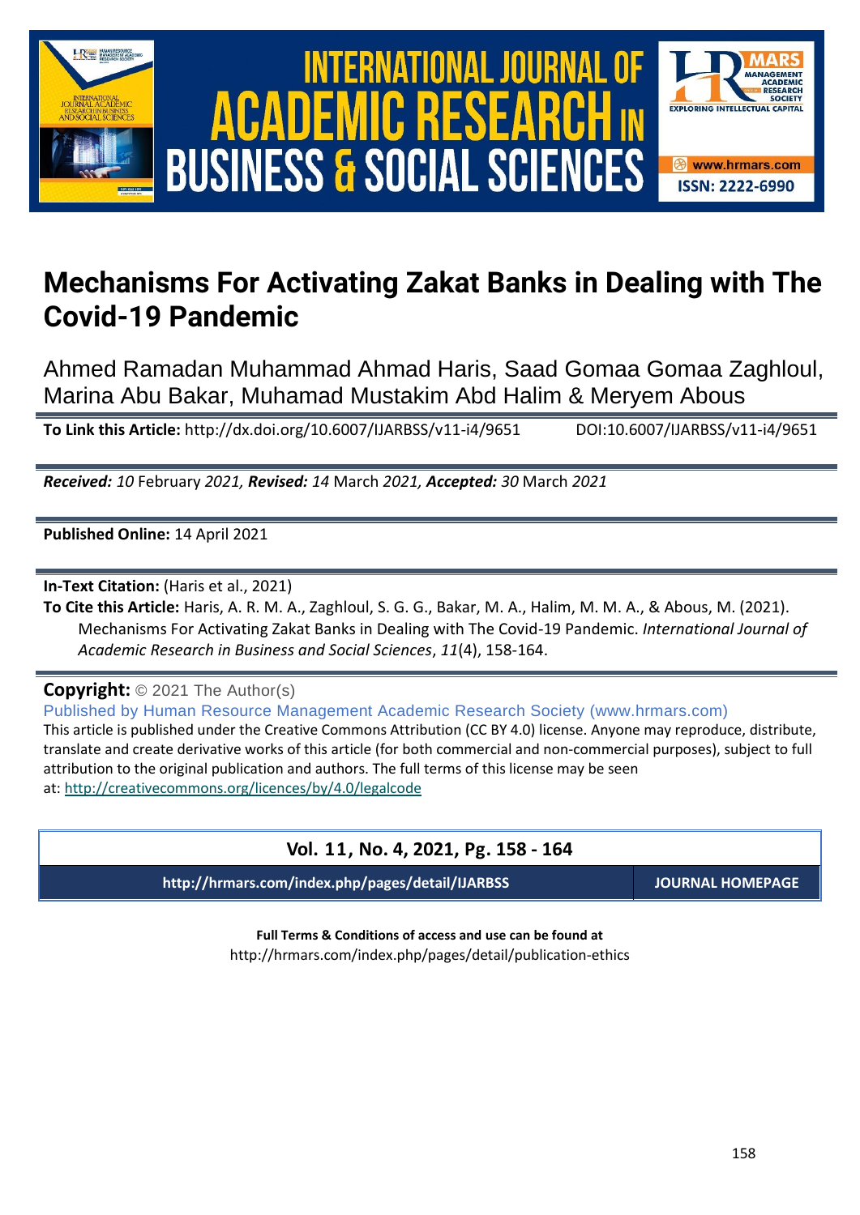# Mechanisms For Activating Zakat Banks in Dealing with The Covid-19 Pandemic

Ahmed Ramadan Muhammad Ahmad Haris, Saad Gomaa Gomaa Zaghloul, Marina Abu Bakar, Muhamad Mustakim Abd Halim & Meryem Abous

**To Link this Article:** http://dx.doi.org/10.6007/IJARBSS/v11-i4/9651 DOI:10.6007/IJARBSS/v11-i4/9651

***Received:*** *10* February *2021,* ***Revised:*** *14* March *2021,* ***Accepted:*** *30* March *2021*

**Published Online:** 14 April 2021

**In-Text Citation:** (Haris et al., 2021)

**To Cite this Article:** Haris, A. R. M. A., Zaghloul, S. G. G., Bakar, M. A., Halim, M. M. A., & Abous, M. (2021). Mechanisms For Activating Zakat Banks in Dealing with The Covid-19 Pandemic. *International Journal of Academic Research in Business and Social Sciences*, *11*(4), 158-164.

**Copyright:** © 2021 The Author(s)

Published by Human Resource Management Academic Research Society (www.hrmars.com)

This article is published under the Creative Commons Attribution (CC BY 4.0) license. Anyone may reproduce, distribute, translate and create derivative works of this article (for both commercial and non-commercial purposes), subject to full attribution to the original publication and authors. The full terms of this license may be seen at: http://creativecommons.org/licences/by/4.0/legalcode

**Vol. 11, No. 4, 2021, Pg. 158 - 164**

**http://hrmars.com/index.php/pages/detail/IJARBSS** **JOURNAL HOMEPAGE**

**Full Terms & Conditions of access and use can be found at**

http://hrmars.com/index.php/pages/detail/publication-ethics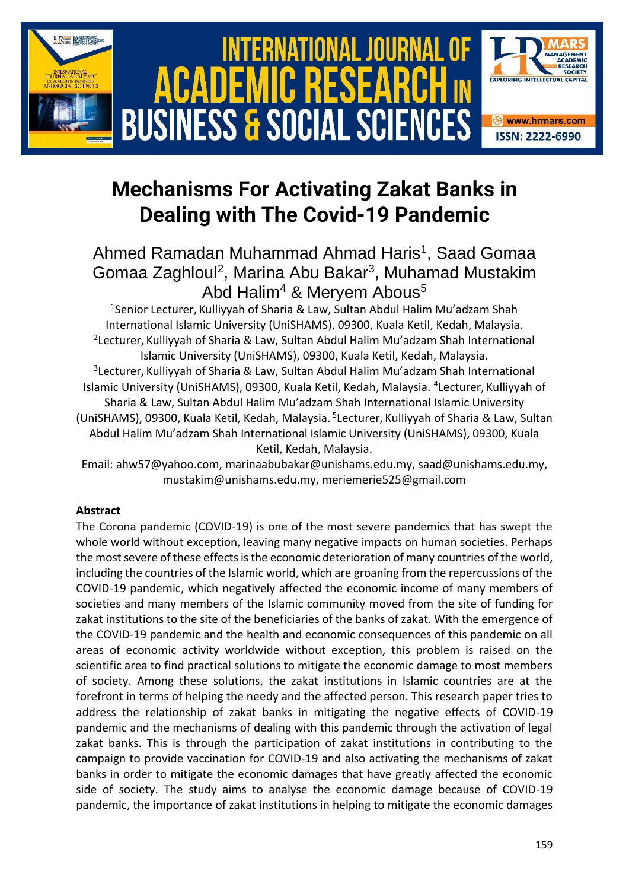# Mechanisms For Activating Zakat Banks in Dealing with The Covid-19 Pandemic

Ahmed Ramadan Muhammad Ahmad Haris[1], Saad Gomaa Gomaa Zaghloul[2], Marina Abu Bakar[3], Muhamad Mustakim Abd Halim[4] & Meryem Abous[5]

[1]Senior Lecturer, Kulliyyah of Sharia & Law, Sultan Abdul Halim Mu'adzam Shah International Islamic University (UniSHAMS), 09300, Kuala Ketil, Kedah, Malaysia. [2]Lecturer, Kulliyyah of Sharia & Law, Sultan Abdul Halim Mu'adzam Shah International Islamic University (UniSHAMS), 09300, Kuala Ketil, Kedah, Malaysia. [3]Lecturer, Kulliyyah of Sharia & Law, Sultan Abdul Halim Mu'adzam Shah International Islamic University (UniSHAMS), 09300, Kuala Ketil, Kedah, Malaysia. [4]Lecturer, Kulliyyah of Sharia & Law, Sultan Abdul Halim Mu'adzam Shah International Islamic University (UniSHAMS), 09300, Kuala Ketil, Kedah, Malaysia. [5]Lecturer, Kulliyyah of Sharia & Law, Sultan Abdul Halim Mu'adzam Shah International Islamic University (UniSHAMS), 09300, Kuala Ketil, Kedah, Malaysia.

Email: ahw57@yahoo.com, marinaabubakar@unishams.edu.my, saad@unishams.edu.my, mustakim@unishams.edu.my, meriemerie525@gmail.com

**Abstract**

The Corona pandemic (COVID-19) is one of the most severe pandemics that has swept the whole world without exception, leaving many negative impacts on human societies. Perhaps the most severe of these effects is the economic deterioration of many countries of the world, including the countries of the Islamic world, which are groaning from the repercussions of the COVID-19 pandemic, which negatively affected the economic income of many members of societies and many members of the Islamic community moved from the site of funding for zakat institutions to the site of the beneficiaries of the banks of zakat. With the emergence of the COVID-19 pandemic and the health and economic consequences of this pandemic on all areas of economic activity worldwide without exception, this problem is raised on the scientific area to find practical solutions to mitigate the economic damage to most members of society. Among these solutions, the zakat institutions in Islamic countries are at the forefront in terms of helping the needy and the affected person. This research paper tries to address the relationship of zakat banks in mitigating the negative effects of COVID-19 pandemic and the mechanisms of dealing with this pandemic through the activation of legal zakat banks. This is through the participation of zakat institutions in contributing to the campaign to provide vaccination for COVID-19 and also activating the mechanisms of zakat banks in order to mitigate the economic damages that have greatly affected the economic side of society. The study aims to analyse the economic damage because of COVID-19 pandemic, the importance of zakat institutions in helping to mitigate the economic damages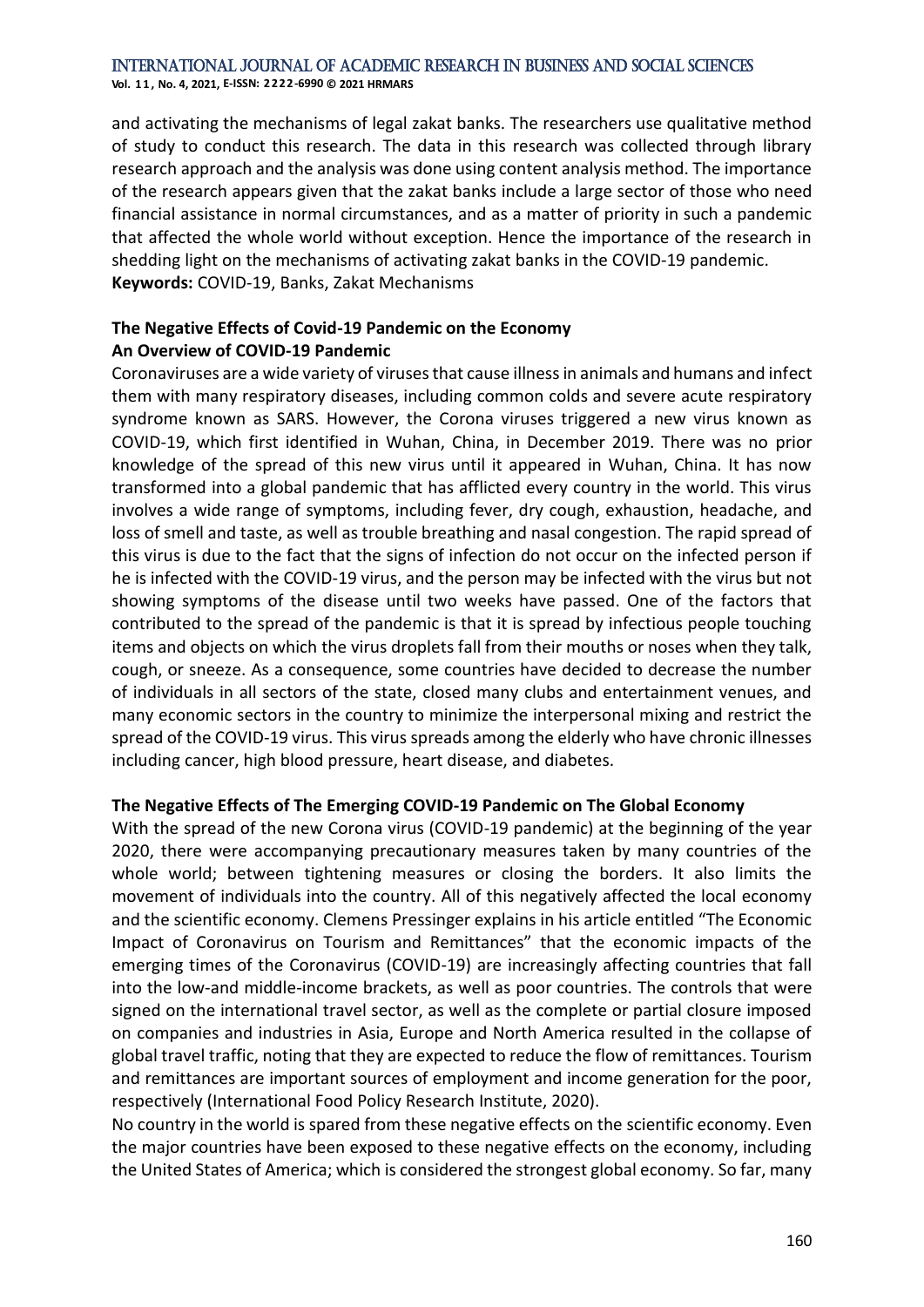and activating the mechanisms of legal zakat banks. The researchers use qualitative method of study to conduct this research. The data in this research was collected through library research approach and the analysis was done using content analysis method. The importance of the research appears given that the zakat banks include a large sector of those who need financial assistance in normal circumstances, and as a matter of priority in such a pandemic that affected the whole world without exception. Hence the importance of the research in shedding light on the mechanisms of activating zakat banks in the COVID-19 pandemic.
**Keywords:** COVID-19, Banks, Zakat Mechanisms

## The Negative Effects of Covid-19 Pandemic on the Economy

### An Overview of COVID-19 Pandemic

Coronaviruses are a wide variety of viruses that cause illness in animals and humans and infect them with many respiratory diseases, including common colds and severe acute respiratory syndrome known as SARS. However, the Corona viruses triggered a new virus known as COVID-19, which first identified in Wuhan, China, in December 2019. There was no prior knowledge of the spread of this new virus until it appeared in Wuhan, China. It has now transformed into a global pandemic that has afflicted every country in the world. This virus involves a wide range of symptoms, including fever, dry cough, exhaustion, headache, and loss of smell and taste, as well as trouble breathing and nasal congestion. The rapid spread of this virus is due to the fact that the signs of infection do not occur on the infected person if he is infected with the COVID-19 virus, and the person may be infected with the virus but not showing symptoms of the disease until two weeks have passed. One of the factors that contributed to the spread of the pandemic is that it is spread by infectious people touching items and objects on which the virus droplets fall from their mouths or noses when they talk, cough, or sneeze. As a consequence, some countries have decided to decrease the number of individuals in all sectors of the state, closed many clubs and entertainment venues, and many economic sectors in the country to minimize the interpersonal mixing and restrict the spread of the COVID-19 virus. This virus spreads among the elderly who have chronic illnesses including cancer, high blood pressure, heart disease, and diabetes.

### The Negative Effects of The Emerging COVID-19 Pandemic on The Global Economy

With the spread of the new Corona virus (COVID-19 pandemic) at the beginning of the year 2020, there were accompanying precautionary measures taken by many countries of the whole world; between tightening measures or closing the borders. It also limits the movement of individuals into the country. All of this negatively affected the local economy and the scientific economy. Clemens Pressinger explains in his article entitled "The Economic Impact of Coronavirus on Tourism and Remittances" that the economic impacts of the emerging times of the Coronavirus (COVID-19) are increasingly affecting countries that fall into the low-and middle-income brackets, as well as poor countries. The controls that were signed on the international travel sector, as well as the complete or partial closure imposed on companies and industries in Asia, Europe and North America resulted in the collapse of global travel traffic, noting that they are expected to reduce the flow of remittances. Tourism and remittances are important sources of employment and income generation for the poor, respectively (International Food Policy Research Institute, 2020).

No country in the world is spared from these negative effects on the scientific economy. Even the major countries have been exposed to these negative effects on the economy, including the United States of America; which is considered the strongest global economy. So far, many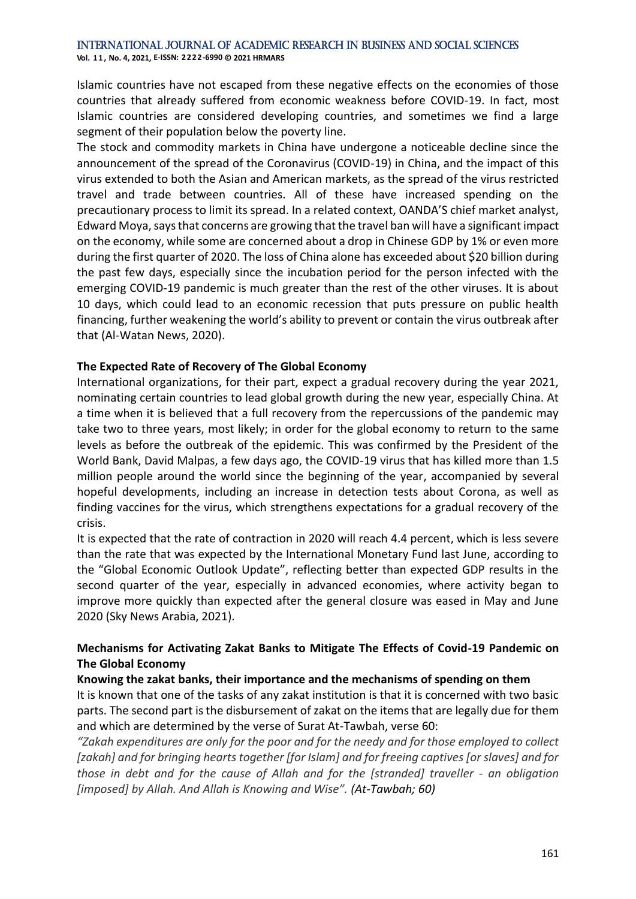Islamic countries have not escaped from these negative effects on the economies of those countries that already suffered from economic weakness before COVID-19. In fact, most Islamic countries are considered developing countries, and sometimes we find a large segment of their population below the poverty line.

The stock and commodity markets in China have undergone a noticeable decline since the announcement of the spread of the Coronavirus (COVID-19) in China, and the impact of this virus extended to both the Asian and American markets, as the spread of the virus restricted travel and trade between countries. All of these have increased spending on the precautionary process to limit its spread. In a related context, OANDA'S chief market analyst, Edward Moya, says that concerns are growing that the travel ban will have a significant impact on the economy, while some are concerned about a drop in Chinese GDP by 1% or even more during the first quarter of 2020. The loss of China alone has exceeded about $20 billion during the past few days, especially since the incubation period for the person infected with the emerging COVID-19 pandemic is much greater than the rest of the other viruses. It is about 10 days, which could lead to an economic recession that puts pressure on public health financing, further weakening the world's ability to prevent or contain the virus outbreak after that (Al-Watan News, 2020).

### The Expected Rate of Recovery of The Global Economy

International organizations, for their part, expect a gradual recovery during the year 2021, nominating certain countries to lead global growth during the new year, especially China. At a time when it is believed that a full recovery from the repercussions of the pandemic may take two to three years, most likely; in order for the global economy to return to the same levels as before the outbreak of the epidemic. This was confirmed by the President of the World Bank, David Malpas, a few days ago, the COVID-19 virus that has killed more than 1.5 million people around the world since the beginning of the year, accompanied by several hopeful developments, including an increase in detection tests about Corona, as well as finding vaccines for the virus, which strengthens expectations for a gradual recovery of the crisis.

It is expected that the rate of contraction in 2020 will reach 4.4 percent, which is less severe than the rate that was expected by the International Monetary Fund last June, according to the "Global Economic Outlook Update", reflecting better than expected GDP results in the second quarter of the year, especially in advanced economies, where activity began to improve more quickly than expected after the general closure was eased in May and June 2020 (Sky News Arabia, 2021).

## Mechanisms for Activating Zakat Banks to Mitigate The Effects of Covid-19 Pandemic on The Global Economy

### Knowing the zakat banks, their importance and the mechanisms of spending on them

It is known that one of the tasks of any zakat institution is that it is concerned with two basic parts. The second part is the disbursement of zakat on the items that are legally due for them and which are determined by the verse of Surat At-Tawbah, verse 60:

*"Zakah expenditures are only for the poor and for the needy and for those employed to collect [zakah] and for bringing hearts together [for Islam] and for freeing captives [or slaves] and for those in debt and for the cause of Allah and for the [stranded] traveller - an obligation [imposed] by Allah. And Allah is Knowing and Wise". (At-Tawbah; 60)*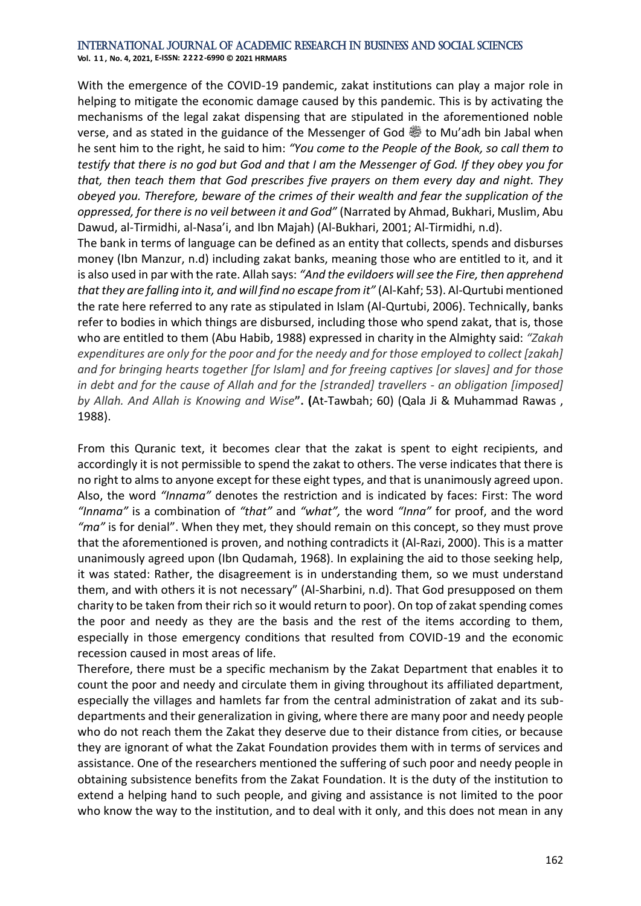With the emergence of the COVID-19 pandemic, zakat institutions can play a major role in helping to mitigate the economic damage caused by this pandemic. This is by activating the mechanisms of the legal zakat dispensing that are stipulated in the aforementioned noble verse, and as stated in the guidance of the Messenger of God ﷺ to Mu'adh bin Jabal when he sent him to the right, he said to him: *"You come to the People of the Book, so call them to testify that there is no god but God and that I am the Messenger of God. If they obey you for that, then teach them that God prescribes five prayers on them every day and night. They obeyed you. Therefore, beware of the crimes of their wealth and fear the supplication of the oppressed, for there is no veil between it and God"* (Narrated by Ahmad, Bukhari, Muslim, Abu Dawud, al-Tirmidhi, al-Nasa'i, and Ibn Majah) (Al-Bukhari, 2001; Al-Tirmidhi, n.d).

The bank in terms of language can be defined as an entity that collects, spends and disburses money (Ibn Manzur, n.d) including zakat banks, meaning those who are entitled to it, and it is also used in par with the rate. Allah says: *"And the evildoers will see the Fire, then apprehend that they are falling into it, and will find no escape from it"* (Al-Kahf; 53). Al-Qurtubi mentioned the rate here referred to any rate as stipulated in Islam (Al-Qurtubi, 2006). Technically, banks refer to bodies in which things are disbursed, including those who spend zakat, that is, those who are entitled to them (Abu Habib, 1988) expressed in charity in the Almighty said: *"Zakah expenditures are only for the poor and for the needy and for those employed to collect [zakah] and for bringing hearts together [for Islam] and for freeing captives [or slaves] and for those in debt and for the cause of Allah and for the [stranded] travellers - an obligation [imposed] by Allah. And Allah is Knowing and Wise***". (**At-Tawbah; 60) (Qala Ji & Muhammad Rawas , 1988).

From this Quranic text, it becomes clear that the zakat is spent to eight recipients, and accordingly it is not permissible to spend the zakat to others. The verse indicates that there is no right to alms to anyone except for these eight types, and that is unanimously agreed upon. Also, the word *"Innama"* denotes the restriction and is indicated by faces: First: The word *"Innama"* is a combination of *"that"* and *"what",* the word *"Inna"* for proof, and the word *"ma"* is for denial". When they met, they should remain on this concept, so they must prove that the aforementioned is proven, and nothing contradicts it (Al-Razi, 2000). This is a matter unanimously agreed upon (Ibn Qudamah, 1968). In explaining the aid to those seeking help, it was stated: Rather, the disagreement is in understanding them, so we must understand them, and with others it is not necessary" (Al-Sharbini, n.d). That God presupposed on them charity to be taken from their rich so it would return to poor). On top of zakat spending comes the poor and needy as they are the basis and the rest of the items according to them, especially in those emergency conditions that resulted from COVID-19 and the economic recession caused in most areas of life.

Therefore, there must be a specific mechanism by the Zakat Department that enables it to count the poor and needy and circulate them in giving throughout its affiliated department, especially the villages and hamlets far from the central administration of zakat and its sub-departments and their generalization in giving, where there are many poor and needy people who do not reach them the Zakat they deserve due to their distance from cities, or because they are ignorant of what the Zakat Foundation provides them with in terms of services and assistance. One of the researchers mentioned the suffering of such poor and needy people in obtaining subsistence benefits from the Zakat Foundation. It is the duty of the institution to extend a helping hand to such people, and giving and assistance is not limited to the poor who know the way to the institution, and to deal with it only, and this does not mean in any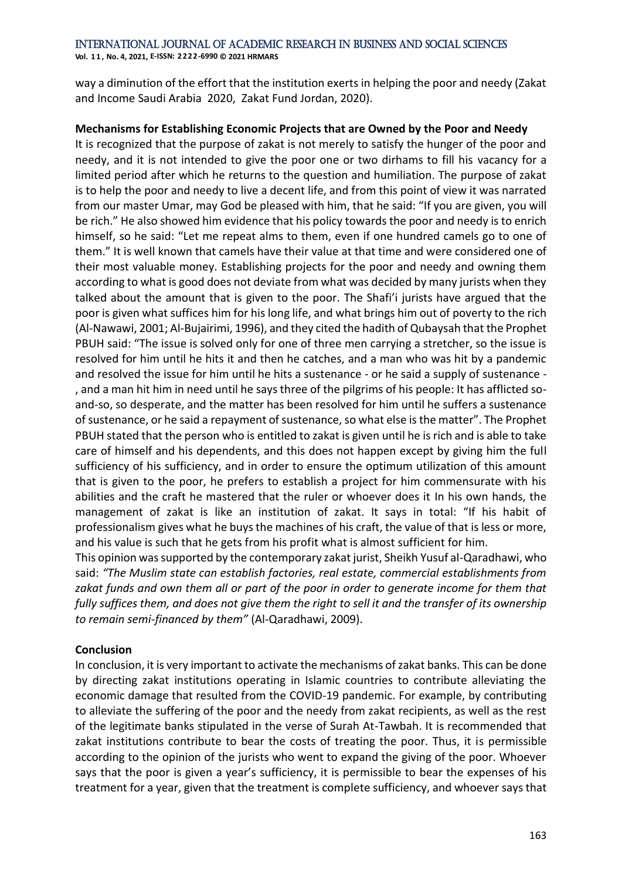way a diminution of the effort that the institution exerts in helping the poor and needy (Zakat and Income Saudi Arabia 2020, Zakat Fund Jordan, 2020).

**Mechanisms for Establishing Economic Projects that are Owned by the Poor and Needy**

It is recognized that the purpose of zakat is not merely to satisfy the hunger of the poor and needy, and it is not intended to give the poor one or two dirhams to fill his vacancy for a limited period after which he returns to the question and humiliation. The purpose of zakat is to help the poor and needy to live a decent life, and from this point of view it was narrated from our master Umar, may God be pleased with him, that he said: "If you are given, you will be rich." He also showed him evidence that his policy towards the poor and needy is to enrich himself, so he said: "Let me repeat alms to them, even if one hundred camels go to one of them." It is well known that camels have their value at that time and were considered one of their most valuable money. Establishing projects for the poor and needy and owning them according to what is good does not deviate from what was decided by many jurists when they talked about the amount that is given to the poor. The Shafi'i jurists have argued that the poor is given what suffices him for his long life, and what brings him out of poverty to the rich (Al-Nawawi, 2001; Al-Bujairimi, 1996), and they cited the hadith of Qubaysah that the Prophet PBUH said: "The issue is solved only for one of three men carrying a stretcher, so the issue is resolved for him until he hits it and then he catches, and a man who was hit by a pandemic and resolved the issue for him until he hits a sustenance - or he said a supply of sustenance - , and a man hit him in need until he says three of the pilgrims of his people: It has afflicted so-and-so, so desperate, and the matter has been resolved for him until he suffers a sustenance of sustenance, or he said a repayment of sustenance, so what else is the matter". The Prophet PBUH stated that the person who is entitled to zakat is given until he is rich and is able to take care of himself and his dependents, and this does not happen except by giving him the full sufficiency of his sufficiency, and in order to ensure the optimum utilization of this amount that is given to the poor, he prefers to establish a project for him commensurate with his abilities and the craft he mastered that the ruler or whoever does it In his own hands, the management of zakat is like an institution of zakat. It says in total: "If his habit of professionalism gives what he buys the machines of his craft, the value of that is less or more, and his value is such that he gets from his profit what is almost sufficient for him.

This opinion was supported by the contemporary zakat jurist, Sheikh Yusuf al-Qaradhawi, who said: *"The Muslim state can establish factories, real estate, commercial establishments from zakat funds and own them all or part of the poor in order to generate income for them that fully suffices them, and does not give them the right to sell it and the transfer of its ownership to remain semi-financed by them"* (Al-Qaradhawi, 2009).

**Conclusion**

In conclusion, it is very important to activate the mechanisms of zakat banks. This can be done by directing zakat institutions operating in Islamic countries to contribute alleviating the economic damage that resulted from the COVID-19 pandemic. For example, by contributing to alleviate the suffering of the poor and the needy from zakat recipients, as well as the rest of the legitimate banks stipulated in the verse of Surah At-Tawbah. It is recommended that zakat institutions contribute to bear the costs of treating the poor. Thus, it is permissible according to the opinion of the jurists who went to expand the giving of the poor. Whoever says that the poor is given a year's sufficiency, it is permissible to bear the expenses of his treatment for a year, given that the treatment is complete sufficiency, and whoever says that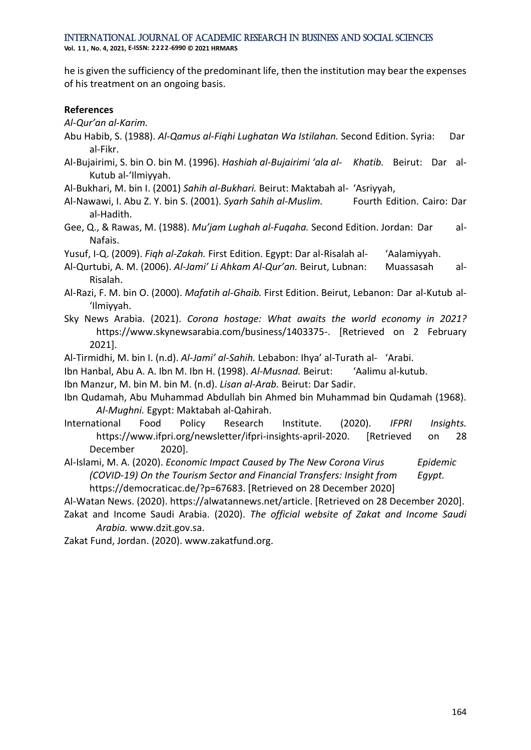he is given the sufficiency of the predominant life, then the institution may bear the expenses of his treatment on an ongoing basis.

**References**

*Al-Qur'an al-Karim.*

Abu Habib, S. (1988). *Al-Qamus al-Fiqhi Lughatan Wa Istilahan.* Second Edition. Syria: Dar al-Fikr.

Al-Bujairimi, S. bin O. bin M. (1996). *Hashiah al-Bujairimi 'ala al- Khatib.* Beirut: Dar al-Kutub al-'Ilmiyyah.

Al-Bukhari, M. bin I. (2001) *Sahih al-Bukhari.* Beirut: Maktabah al- 'Asriyyah,

Al-Nawawi, I. Abu Z. Y. bin S. (2001). *Syarh Sahih al-Muslim.* Fourth Edition. Cairo: Dar al-Hadith.

Gee, Q., & Rawas, M. (1988). *Mu'jam Lughah al-Fuqaha.* Second Edition. Jordan: Dar al-Nafais.

Yusuf, I-Q. (2009). *Fiqh al-Zakah.* First Edition. Egypt: Dar al-Risalah al- 'Aalamiyyah.

Al-Qurtubi, A. M. (2006). *Al-Jami' Li Ahkam Al-Qur'an.* Beirut, Lubnan: Muassasah al-Risalah.

Al-Razi, F. M. bin O. (2000). *Mafatih al-Ghaib.* First Edition. Beirut, Lebanon: Dar al-Kutub al-'Ilmiyyah.

Sky News Arabia. (2021). *Corona hostage: What awaits the world economy in 2021?* https://www.skynewsarabia.com/business/1403375-. [Retrieved on 2 February 2021].

Al-Tirmidhi, M. bin I. (n.d). *Al-Jami' al-Sahih.* Lebabon: Ihya' al-Turath al- 'Arabi.

Ibn Hanbal, Abu A. A. Ibn M. Ibn H. (1998). *Al-Musnad.* Beirut: 'Aalimu al-kutub.

Ibn Manzur, M. bin M. bin M. (n.d). *Lisan al-Arab.* Beirut: Dar Sadir.

Ibn Qudamah, Abu Muhammad Abdullah bin Ahmed bin Muhammad bin Qudamah (1968). *Al-Mughni.* Egypt: Maktabah al-Qahirah.

International Food Policy Research Institute. (2020). *IFPRI Insights.* https://www.ifpri.org/newsletter/ifpri-insights-april-2020. [Retrieved on 28 December 2020].

Al-Islami, M. A. (2020). *Economic Impact Caused by The New Corona Virus Epidemic (COVID-19) On the Tourism Sector and Financial Transfers: Insight from Egypt.* https://democraticac.de/?p=67683. [Retrieved on 28 December 2020]

Al-Watan News. (2020). https://alwatannews.net/article. [Retrieved on 28 December 2020].

Zakat and Income Saudi Arabia. (2020). *The official website of Zakat and Income Saudi Arabia.* www.dzit.gov.sa.

Zakat Fund, Jordan. (2020). www.zakatfund.org.